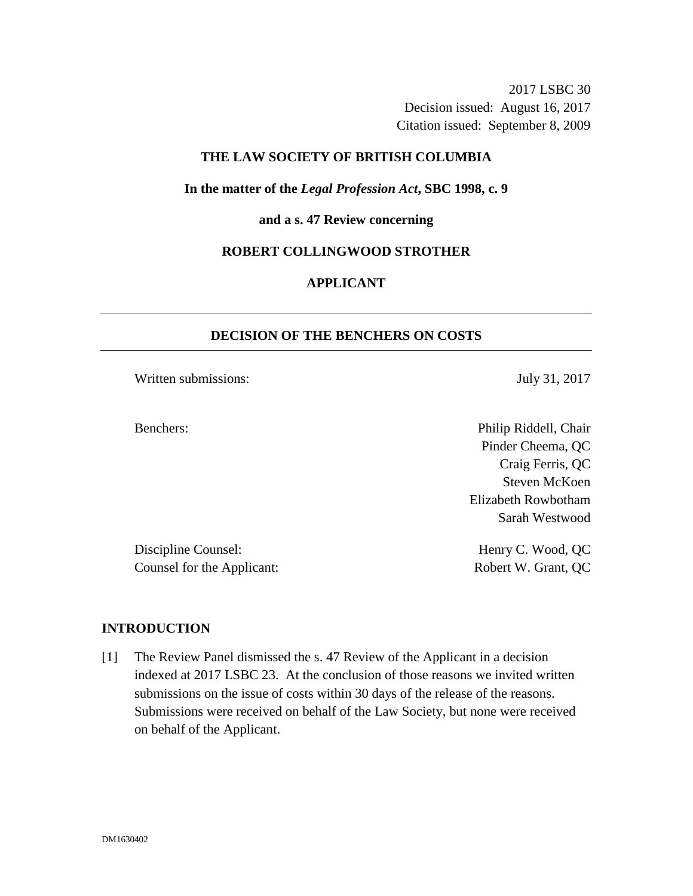2017 LSBC 30
Decision issued: August 16, 2017
Citation issued: September 8, 2009

**THE LAW SOCIETY OF BRITISH COLUMBIA**

**In the matter of the *Legal Profession Act*, SBC 1998, c. 9**

**and a s. 47 Review concerning**

**ROBERT COLLINGWOOD STROTHER**

**APPLICANT**

---

## DECISION OF THE BENCHERS ON COSTS

---

Written submissions: July 31, 2017

Benchers: Philip Riddell, Chair
Pinder Cheema, QC
Craig Ferris, QC
Steven McKoen
Elizabeth Rowbotham
Sarah Westwood

Discipline Counsel: Henry C. Wood, QC
Counsel for the Applicant: Robert W. Grant, QC

## INTRODUCTION

[1] The Review Panel dismissed the s. 47 Review of the Applicant in a decision indexed at 2017 LSBC 23. At the conclusion of those reasons we invited written submissions on the issue of costs within 30 days of the release of the reasons. Submissions were received on behalf of the Law Society, but none were received on behalf of the Applicant.

DM1630402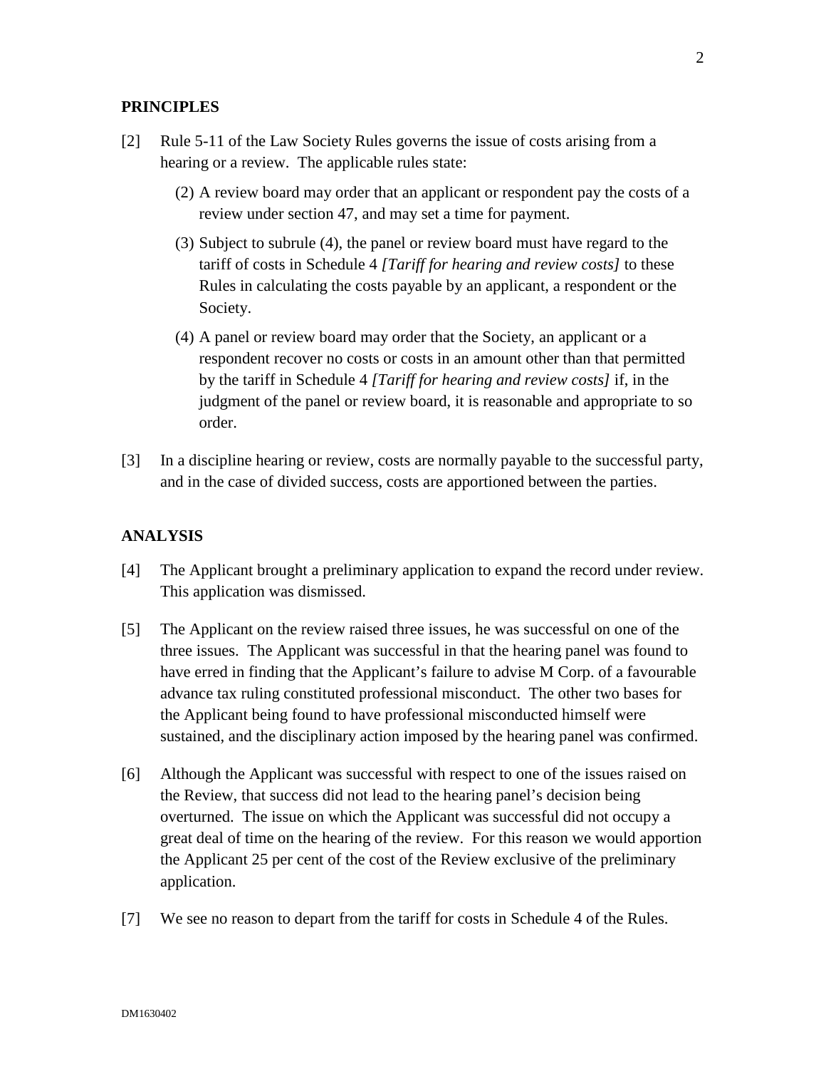## PRINCIPLES

[2] Rule 5-11 of the Law Society Rules governs the issue of costs arising from a hearing or a review. The applicable rules state:

> (2) A review board may order that an applicant or respondent pay the costs of a review under section 47, and may set a time for payment.
>
> (3) Subject to subrule (4), the panel or review board must have regard to the tariff of costs in Schedule 4 *[Tariff for hearing and review costs]* to these Rules in calculating the costs payable by an applicant, a respondent or the Society.
>
> (4) A panel or review board may order that the Society, an applicant or a respondent recover no costs or costs in an amount other than that permitted by the tariff in Schedule 4 *[Tariff for hearing and review costs]* if, in the judgment of the panel or review board, it is reasonable and appropriate to so order.

[3] In a discipline hearing or review, costs are normally payable to the successful party, and in the case of divided success, costs are apportioned between the parties.

## ANALYSIS

[4] The Applicant brought a preliminary application to expand the record under review. This application was dismissed.

[5] The Applicant on the review raised three issues, he was successful on one of the three issues. The Applicant was successful in that the hearing panel was found to have erred in finding that the Applicant's failure to advise M Corp. of a favourable advance tax ruling constituted professional misconduct. The other two bases for the Applicant being found to have professional misconducted himself were sustained, and the disciplinary action imposed by the hearing panel was confirmed.

[6] Although the Applicant was successful with respect to one of the issues raised on the Review, that success did not lead to the hearing panel's decision being overturned. The issue on which the Applicant was successful did not occupy a great deal of time on the hearing of the review. For this reason we would apportion the Applicant 25 per cent of the cost of the Review exclusive of the preliminary application.

[7] We see no reason to depart from the tariff for costs in Schedule 4 of the Rules.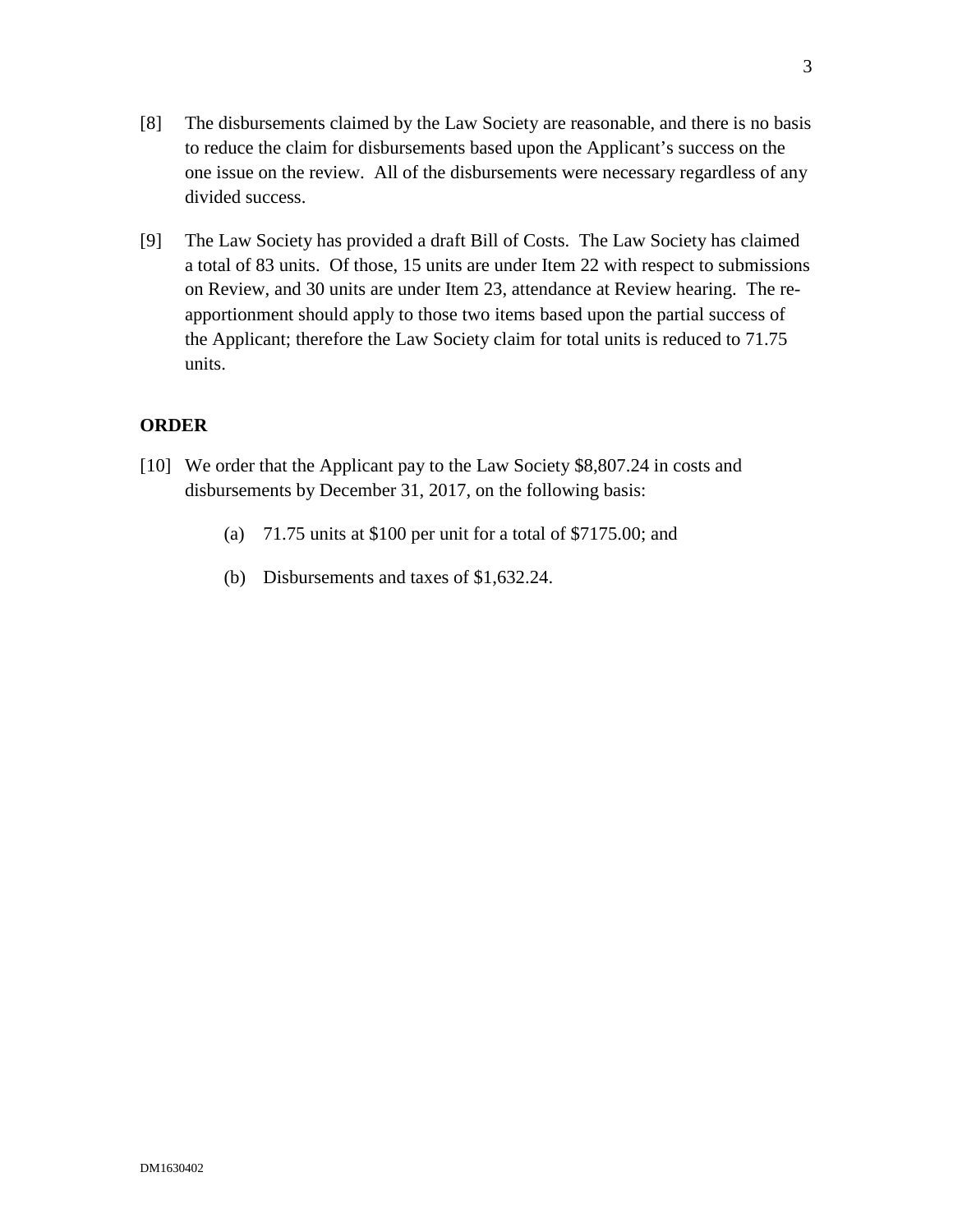[8] The disbursements claimed by the Law Society are reasonable, and there is no basis to reduce the claim for disbursements based upon the Applicant's success on the one issue on the review. All of the disbursements were necessary regardless of any divided success.

[9] The Law Society has provided a draft Bill of Costs. The Law Society has claimed a total of 83 units. Of those, 15 units are under Item 22 with respect to submissions on Review, and 30 units are under Item 23, attendance at Review hearing. The re-apportionment should apply to those two items based upon the partial success of the Applicant; therefore the Law Society claim for total units is reduced to 71.75 units.

## ORDER

[10] We order that the Applicant pay to the Law Society $8,807.24 in costs and disbursements by December 31, 2017, on the following basis:

(a) 71.75 units at $100 per unit for a total of $7175.00; and

(b) Disbursements and taxes of $1,632.24.

DM1630402